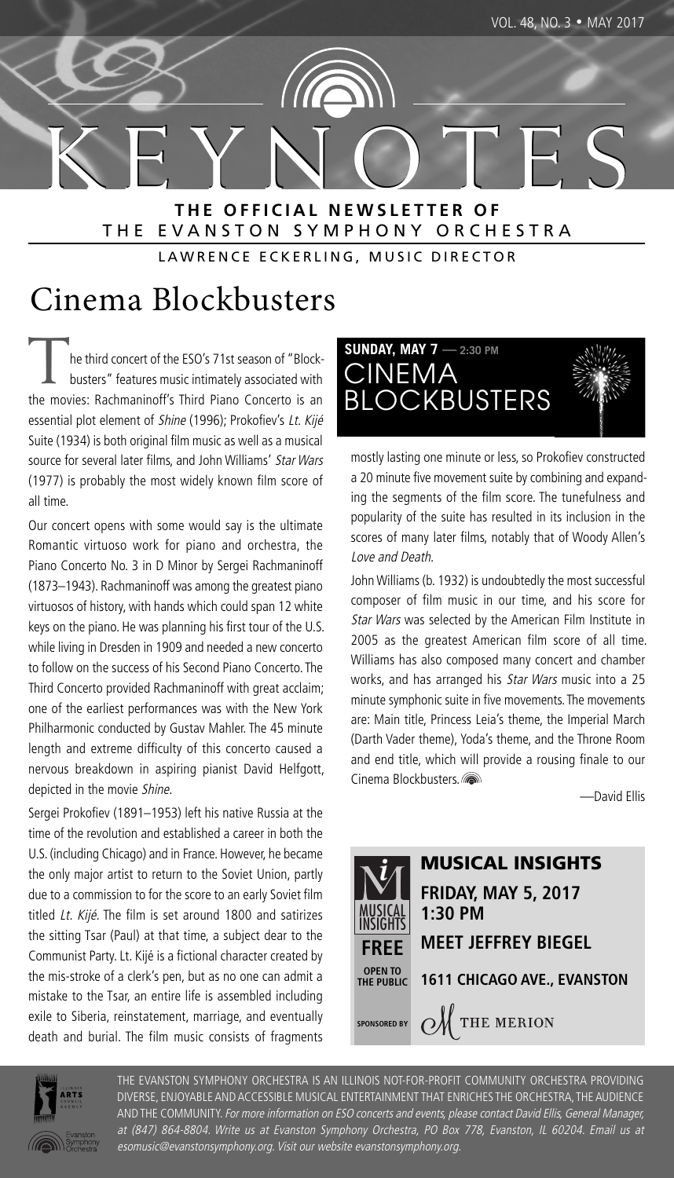# KEYNOTES

**THE OFFICIAL NEWSLETTER OF**
THE EVANSTON SYMPHONY ORCHESTRA

LAWRENCE ECKERLING, MUSIC DIRECTOR

## Cinema Blockbusters

**SUNDAY, MAY 7 — 2:30 PM**
CINEMA BLOCKBUSTERS

The third concert of the ESO's 71st season of "Blockbusters" features music intimately associated with the movies: Rachmaninoff's Third Piano Concerto is an essential plot element of *Shine* (1996); Prokofiev's *Lt. Kijé* Suite (1934) is both original film music as well as a musical source for several later films, and John Williams' *Star Wars* (1977) is probably the most widely known film score of all time.

Our concert opens with some would say is the ultimate Romantic virtuoso work for piano and orchestra, the Piano Concerto No. 3 in D Minor by Sergei Rachmaninoff (1873–1943). Rachmaninoff was among the greatest piano virtuosos of history, with hands which could span 12 white keys on the piano. He was planning his first tour of the U.S. while living in Dresden in 1909 and needed a new concerto to follow on the success of his Second Piano Concerto. The Third Concerto provided Rachmaninoff with great acclaim; one of the earliest performances was with the New York Philharmonic conducted by Gustav Mahler. The 45 minute length and extreme difficulty of this concerto caused a nervous breakdown in aspiring pianist David Helfgott, depicted in the movie *Shine*.

Sergei Prokofiev (1891–1953) left his native Russia at the time of the revolution and established a career in both the U.S. (including Chicago) and in France. However, he became the only major artist to return to the Soviet Union, partly due to a commission to for the score to an early Soviet film titled *Lt. Kijé*. The film is set around 1800 and satirizes the sitting Tsar (Paul) at that time, a subject dear to the Communist Party. Lt. Kijé is a fictional character created by the mis-stroke of a clerk's pen, but as no one can admit a mistake to the Tsar, an entire life is assembled including exile to Siberia, reinstatement, marriage, and eventually death and burial. The film music consists of fragments mostly lasting one minute or less, so Prokofiev constructed a 20 minute five movement suite by combining and expanding the segments of the film score. The tunefulness and popularity of the suite has resulted in its inclusion in the scores of many later films, notably that of Woody Allen's *Love and Death*.

John Williams (b. 1932) is undoubtedly the most successful composer of film music in our time, and his score for *Star Wars* was selected by the American Film Institute in 2005 as the greatest American film score of all time. Williams has also composed many concert and chamber works, and has arranged his *Star Wars* music into a 25 minute symphonic suite in five movements. The movements are: Main title, Princess Leia's theme, the Imperial March (Darth Vader theme), Yoda's theme, and the Throne Room and end title, which will provide a rousing finale to our Cinema Blockbusters.

—David Ellis

### MUSICAL INSIGHTS

**FREE — OPEN TO THE PUBLIC**

**FRIDAY, MAY 5, 2017**
**1:30 PM**

**MEET JEFFREY BIEGEL**

**1611 CHICAGO AVE., EVANSTON**

SPONSORED BY THE MERION

THE EVANSTON SYMPHONY ORCHESTRA IS AN ILLINOIS NOT-FOR-PROFIT COMMUNITY ORCHESTRA PROVIDING DIVERSE, ENJOYABLE AND ACCESSIBLE MUSICAL ENTERTAINMENT THAT ENRICHES THE ORCHESTRA, THE AUDIENCE AND THE COMMUNITY. *For more information on ESO concerts and events, please contact David Ellis, General Manager, at (847) 864-8804. Write us at Evanston Symphony Orchestra, PO Box 778, Evanston, IL 60204. Email us at esomusic@evanstonsymphony.org. Visit our website evanstonsymphony.org.*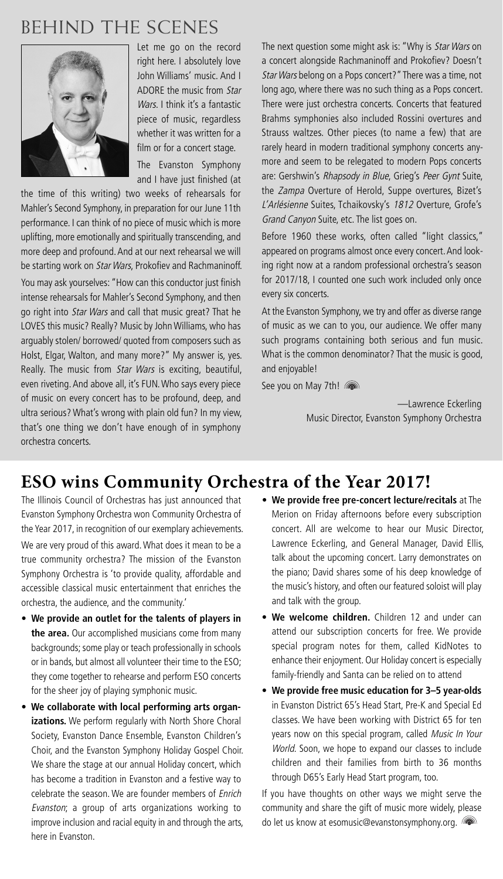# BEHIND THE SCENES

Let me go on the record right here. I absolutely love John Williams' music. And I ADORE the music from *Star Wars*. I think it's a fantastic piece of music, regardless whether it was written for a film or for a concert stage.

The Evanston Symphony and I have just finished (at the time of this writing) two weeks of rehearsals for Mahler's Second Symphony, in preparation for our June 11th performance. I can think of no piece of music which is more uplifting, more emotionally and spiritually transcending, and more deep and profound. And at our next rehearsal we will be starting work on *Star Wars*, Prokofiev and Rachmaninoff.

You may ask yourselves: "How can this conductor just finish intense rehearsals for Mahler's Second Symphony, and then go right into *Star Wars* and call that music great? That he LOVES this music? Really? Music by John Williams, who has arguably stolen/ borrowed/ quoted from composers such as Holst, Elgar, Walton, and many more?" My answer is, yes. Really. The music from *Star Wars* is exciting, beautiful, even riveting. And above all, it's FUN. Who says every piece of music on every concert has to be profound, deep, and ultra serious? What's wrong with plain old fun? In my view, that's one thing we don't have enough of in symphony orchestra concerts.

The next question some might ask is: "Why is *Star Wars* on a concert alongside Rachmaninoff and Prokofiev? Doesn't *Star Wars* belong on a Pops concert?" There was a time, not long ago, where there was no such thing as a Pops concert. There were just orchestra concerts. Concerts that featured Brahms symphonies also included Rossini overtures and Strauss waltzes. Other pieces (to name a few) that are rarely heard in modern traditional symphony concerts anymore and seem to be relegated to modern Pops concerts are: Gershwin's *Rhapsody in Blue*, Grieg's *Peer Gynt* Suite, the *Zampa* Overture of Herold, Suppe overtures, Bizet's *L'Arlésienne* Suites, Tchaikovsky's *1812* Overture, Grofe's *Grand Canyon* Suite, etc. The list goes on.

Before 1960 these works, often called "light classics," appeared on programs almost once every concert. And looking right now at a random professional orchestra's season for 2017/18, I counted one such work included only once every six concerts.

At the Evanston Symphony, we try and offer as diverse range of music as we can to you, our audience. We offer many such programs containing both serious and fun music. What is the common denominator? That the music is good, and enjoyable!

See you on May 7th!

—Lawrence Eckerling
Music Director, Evanston Symphony Orchestra

## ESO wins Community Orchestra of the Year 2017!

The Illinois Council of Orchestras has just announced that Evanston Symphony Orchestra won Community Orchestra of the Year 2017, in recognition of our exemplary achievements.

We are very proud of this award. What does it mean to be a true community orchestra? The mission of the Evanston Symphony Orchestra is 'to provide quality, affordable and accessible classical music entertainment that enriches the orchestra, the audience, and the community.'

- **We provide an outlet for the talents of players in the area.** Our accomplished musicians come from many backgrounds; some play or teach professionally in schools or in bands, but almost all volunteer their time to the ESO; they come together to rehearse and perform ESO concerts for the sheer joy of playing symphonic music.
- **We collaborate with local performing arts organizations.** We perform regularly with North Shore Choral Society, Evanston Dance Ensemble, Evanston Children's Choir, and the Evanston Symphony Holiday Gospel Choir. We share the stage at our annual Holiday concert, which has become a tradition in Evanston and a festive way to celebrate the season. We are founder members of *Enrich Evanston*; a group of arts organizations working to improve inclusion and racial equity in and through the arts, here in Evanston.
- **We provide free pre-concert lecture/recitals** at The Merion on Friday afternoons before every subscription concert. All are welcome to hear our Music Director, Lawrence Eckerling, and General Manager, David Ellis, talk about the upcoming concert. Larry demonstrates on the piano; David shares some of his deep knowledge of the music's history, and often our featured soloist will play and talk with the group.
- **We welcome children.** Children 12 and under can attend our subscription concerts for free. We provide special program notes for them, called KidNotes to enhance their enjoyment. Our Holiday concert is especially family-friendly and Santa can be relied on to attend
- **We provide free music education for 3–5 year-olds** in Evanston District 65's Head Start, Pre-K and Special Ed classes. We have been working with District 65 for ten years now on this special program, called *Music In Your World*. Soon, we hope to expand our classes to include children and their families from birth to 36 months through D65's Early Head Start program, too.

If you have thoughts on other ways we might serve the community and share the gift of music more widely, please do let us know at esomusic@evanstonsymphony.org.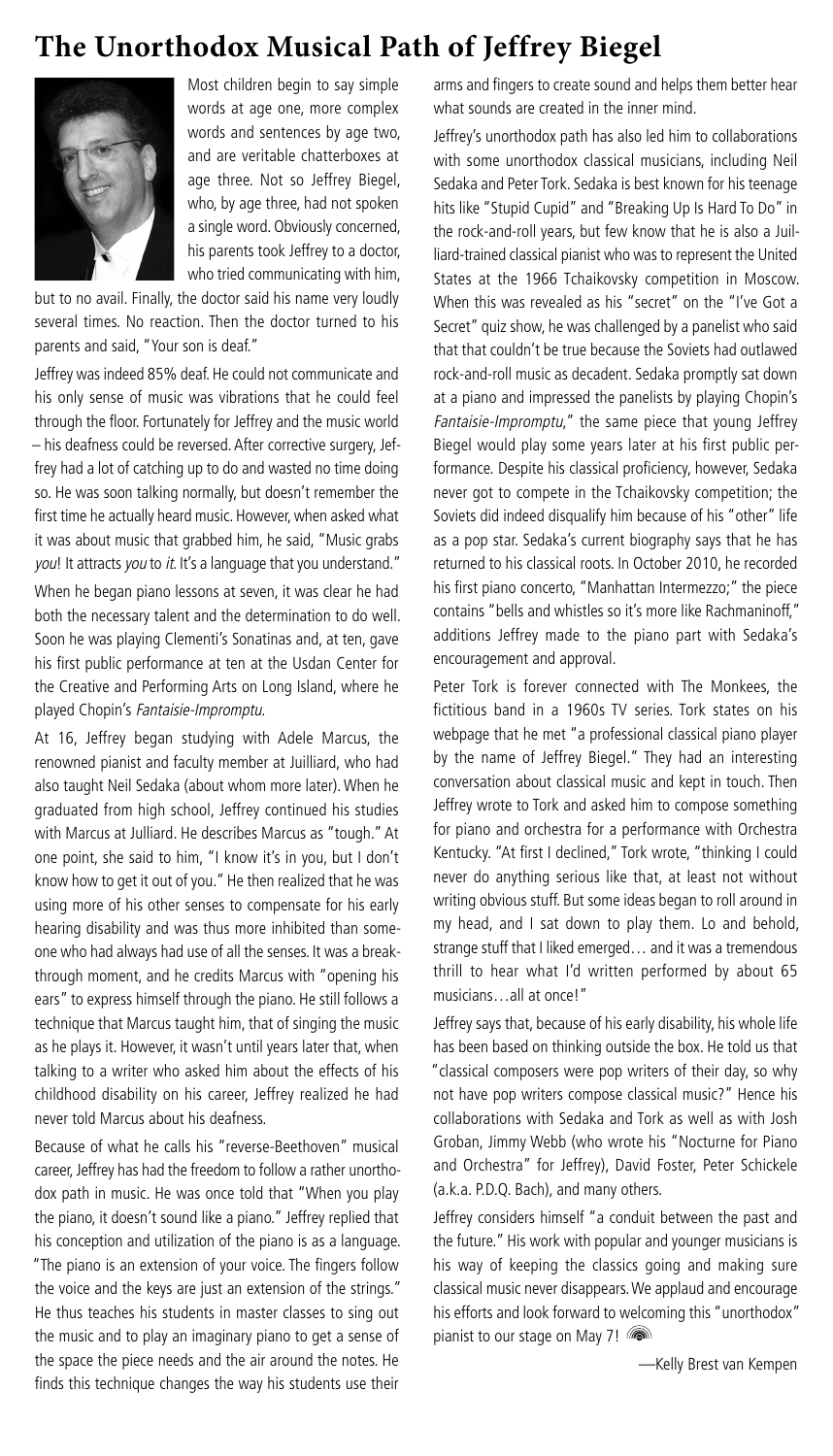# The Unorthodox Musical Path of Jeffrey Biegel

Most children begin to say simple words at age one, more complex words and sentences by age two, and are veritable chatterboxes at age three. Not so Jeffrey Biegel, who, by age three, had not spoken a single word. Obviously concerned, his parents took Jeffrey to a doctor, who tried communicating with him, but to no avail. Finally, the doctor said his name very loudly several times. No reaction. Then the doctor turned to his parents and said, "Your son is deaf."

Jeffrey was indeed 85% deaf. He could not communicate and his only sense of music was vibrations that he could feel through the floor. Fortunately for Jeffrey and the music world – his deafness could be reversed. After corrective surgery, Jeffrey had a lot of catching up to do and wasted no time doing so. He was soon talking normally, but doesn't remember the first time he actually heard music. However, when asked what it was about music that grabbed him, he said, "Music grabs *you*! It attracts *you* to *it*. It's a language that you understand."

When he began piano lessons at seven, it was clear he had both the necessary talent and the determination to do well. Soon he was playing Clementi's Sonatinas and, at ten, gave his first public performance at ten at the Usdan Center for the Creative and Performing Arts on Long Island, where he played Chopin's *Fantaisie-Impromptu*.

At 16, Jeffrey began studying with Adele Marcus, the renowned pianist and faculty member at Juilliard, who had also taught Neil Sedaka (about whom more later). When he graduated from high school, Jeffrey continued his studies with Marcus at Julliard. He describes Marcus as "tough." At one point, she said to him, "I know it's in you, but I don't know how to get it out of you." He then realized that he was using more of his other senses to compensate for his early hearing disability and was thus more inhibited than someone who had always had use of all the senses. It was a breakthrough moment, and he credits Marcus with "opening his ears" to express himself through the piano. He still follows a technique that Marcus taught him, that of singing the music as he plays it. However, it wasn't until years later that, when talking to a writer who asked him about the effects of his childhood disability on his career, Jeffrey realized he had never told Marcus about his deafness.

Because of what he calls his "reverse-Beethoven" musical career, Jeffrey has had the freedom to follow a rather unorthodox path in music. He was once told that "When you play the piano, it doesn't sound like a piano." Jeffrey replied that his conception and utilization of the piano is as a language. "The piano is an extension of your voice. The fingers follow the voice and the keys are just an extension of the strings." He thus teaches his students in master classes to sing out the music and to play an imaginary piano to get a sense of the space the piece needs and the air around the notes. He finds this technique changes the way his students use their arms and fingers to create sound and helps them better hear what sounds are created in the inner mind.

Jeffrey's unorthodox path has also led him to collaborations with some unorthodox classical musicians, including Neil Sedaka and Peter Tork. Sedaka is best known for his teenage hits like "Stupid Cupid" and "Breaking Up Is Hard To Do" in the rock-and-roll years, but few know that he is also a Juilliard-trained classical pianist who was to represent the United States at the 1966 Tchaikovsky competition in Moscow. When this was revealed as his "secret" on the "I've Got a Secret" quiz show, he was challenged by a panelist who said that that couldn't be true because the Soviets had outlawed rock-and-roll music as decadent. Sedaka promptly sat down at a piano and impressed the panelists by playing Chopin's *Fantaisie-Impromptu*," the same piece that young Jeffrey Biegel would play some years later at his first public performance. Despite his classical proficiency, however, Sedaka never got to compete in the Tchaikovsky competition; the Soviets did indeed disqualify him because of his "other" life as a pop star. Sedaka's current biography says that he has returned to his classical roots. In October 2010, he recorded his first piano concerto, "Manhattan Intermezzo;" the piece contains "bells and whistles so it's more like Rachmaninoff," additions Jeffrey made to the piano part with Sedaka's encouragement and approval.

Peter Tork is forever connected with The Monkees, the fictitious band in a 1960s TV series. Tork states on his webpage that he met "a professional classical piano player by the name of Jeffrey Biegel." They had an interesting conversation about classical music and kept in touch. Then Jeffrey wrote to Tork and asked him to compose something for piano and orchestra for a performance with Orchestra Kentucky. "At first I declined," Tork wrote, "thinking I could never do anything serious like that, at least not without writing obvious stuff. But some ideas began to roll around in my head, and I sat down to play them. Lo and behold, strange stuff that I liked emerged… and it was a tremendous thrill to hear what I'd written performed by about 65 musicians…all at once!"

Jeffrey says that, because of his early disability, his whole life has been based on thinking outside the box. He told us that "classical composers were pop writers of their day, so why not have pop writers compose classical music?" Hence his collaborations with Sedaka and Tork as well as with Josh Groban, Jimmy Webb (who wrote his "Nocturne for Piano and Orchestra" for Jeffrey), David Foster, Peter Schickele (a.k.a. P.D.Q. Bach), and many others.

Jeffrey considers himself "a conduit between the past and the future." His work with popular and younger musicians is his way of keeping the classics going and making sure classical music never disappears. We applaud and encourage his efforts and look forward to welcoming this "unorthodox" pianist to our stage on May 7!

—Kelly Brest van Kempen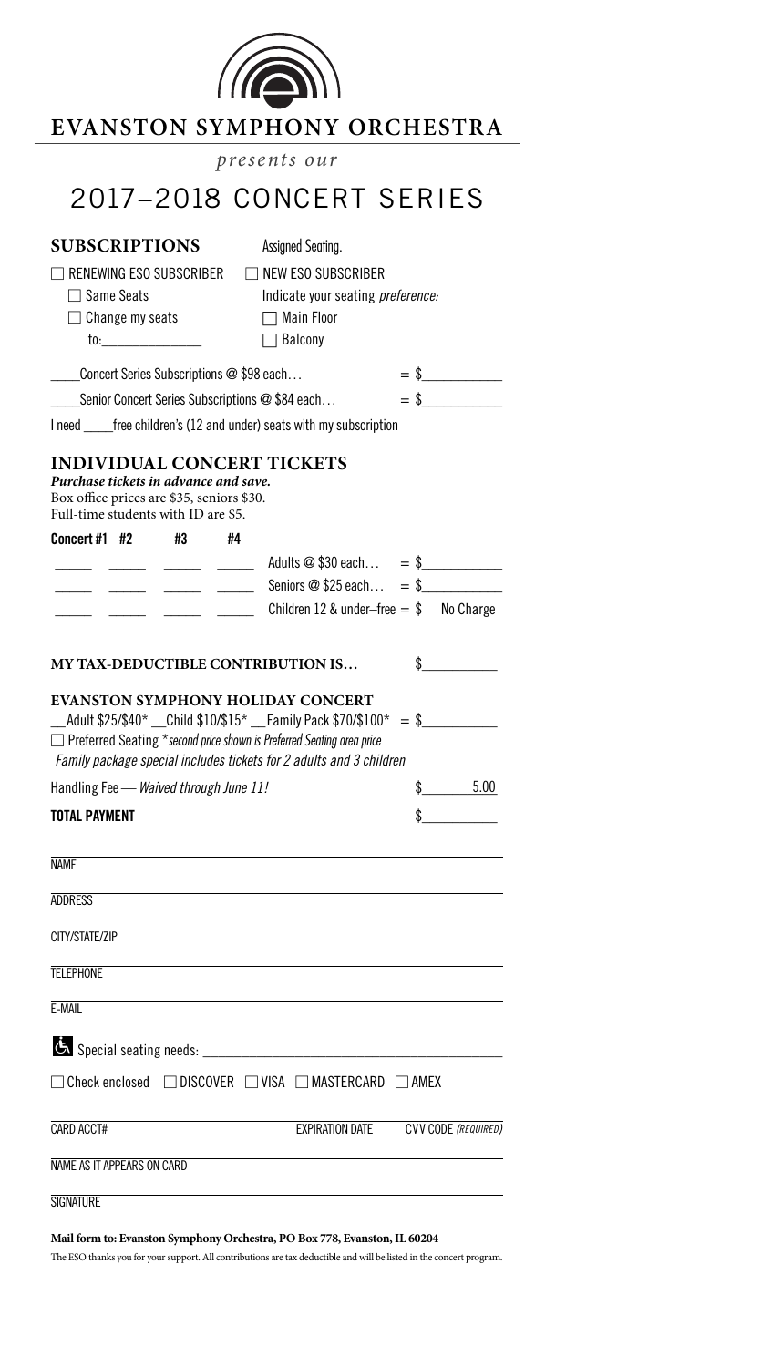# EVANSTON SYMPHONY ORCHESTRA

*presents our*

# 2017–2018 CONCERT SERIES

## SUBSCRIPTIONS

Assigned Seating.

☐ RENEWING ESO SUBSCRIBER
☐ Same Seats
☐ Change my seats
to:_______________

☐ NEW ESO SUBSCRIBER
Indicate your seating *preference:*
☐ Main Floor
☐ Balcony

_____Concert Series Subscriptions @ $98 each… = $___________

_____Senior Concert Series Subscriptions @ $84 each… = $___________

I need _____free children's (12 and under) seats with my subscription

## INDIVIDUAL CONCERT TICKETS

***Purchase tickets in advance and save.***
Box office prices are $35, seniors $30.
Full-time students with ID are $5.

| Concert #1 | #2 | #3 | #4 | | |
|---|---|---|---|---|---|
| _____ | _____ | _____ | _____ | Adults @ $30 each… | = $___________ |
| _____ | _____ | _____ | _____ | Seniors @ $25 each… | = $___________ |
| _____ | _____ | _____ | _____ | Children 12 & under–free | = $ No Charge |

## MY TAX-DEDUCTIBLE CONTRIBUTION IS… $__________

## EVANSTON SYMPHONY HOLIDAY CONCERT

__Adult $25/$40* __Child $10/$15* __Family Pack $70/$100* = $__________

☐ Preferred Seating *\*second price shown is Preferred Seating area price*

*Family package special includes tickets for 2 adults and 3 children*

Handling Fee — *Waived through June 11!* $ 5.00

**TOTAL PAYMENT** $__________

NAME

ADDRESS

CITY/STATE/ZIP

TELEPHONE

E-MAIL

Special seating needs: ____________________________________________

☐ Check enclosed ☐ DISCOVER ☐ VISA ☐ MASTERCARD ☐ AMEX

CARD ACCT# EXPIRATION DATE CVV CODE *(REQUIRED)*

NAME AS IT APPEARS ON CARD

SIGNATURE

**Mail form to: Evanston Symphony Orchestra, PO Box 778, Evanston, IL 60204**

The ESO thanks you for your support. All contributions are tax deductible and will be listed in the concert program.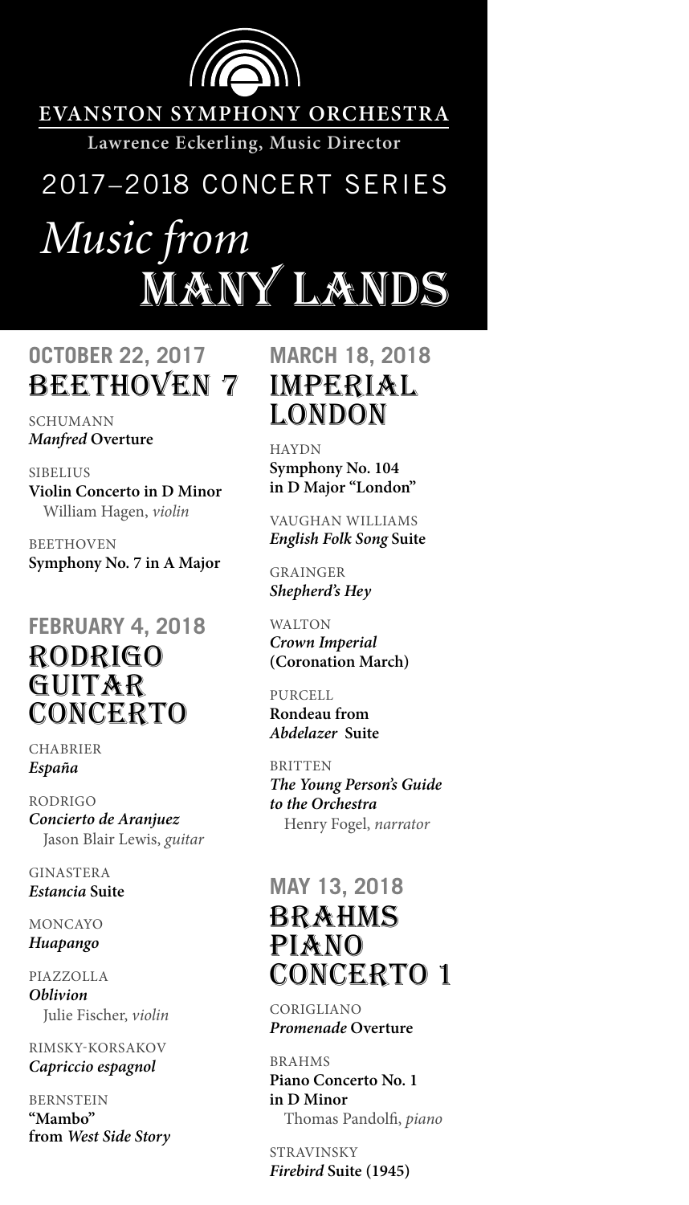# EVANSTON SYMPHONY ORCHESTRA

**Lawrence Eckerling, Music Director**

## 2017–2018 CONCERT SERIES

# *Music from* MANY LANDS

## OCTOBER 22, 2017
### BEETHOVEN 7

SCHUMANN
***Manfred* Overture**

SIBELIUS
**Violin Concerto in D Minor**
William Hagen, *violin*

BEETHOVEN
**Symphony No. 7 in A Major**

## FEBRUARY 4, 2018
### RODRIGO GUITAR CONCERTO

CHABRIER
***España***

RODRIGO
***Concierto de Aranjuez***
Jason Blair Lewis, *guitar*

GINASTERA
***Estancia* Suite**

MONCAYO
***Huapango***

PIAZZOLLA
***Oblivion***
Julie Fischer, *violin*

RIMSKY-KORSAKOV
***Capriccio espagnol***

BERNSTEIN
**"Mambo" from *West Side Story***

## MARCH 18, 2018
### IMPERIAL LONDON

HAYDN
**Symphony No. 104 in D Major "London"**

VAUGHAN WILLIAMS
***English Folk Song* Suite**

GRAINGER
***Shepherd's Hey***

WALTON
***Crown Imperial* (Coronation March)**

PURCELL
**Rondeau from *Abdelazer* Suite**

BRITTEN
***The Young Person's Guide to the Orchestra***
Henry Fogel, *narrator*

## MAY 13, 2018
### BRAHMS PIANO CONCERTO 1

CORIGLIANO
***Promenade* Overture**

BRAHMS
**Piano Concerto No. 1 in D Minor**
Thomas Pandolfi, *piano*

STRAVINSKY
***Firebird* Suite (1945)**